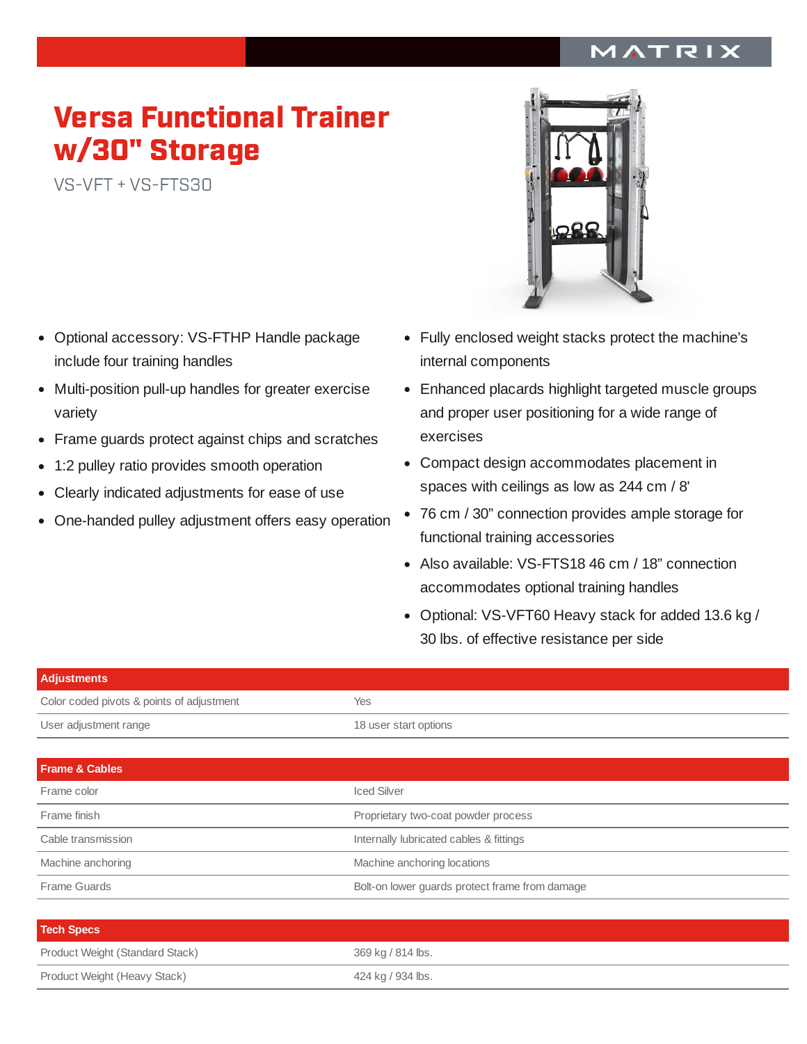# Versa Functional Trainer w/30" Storage

VS-VFT + VS-FTS30

- Optional accessory: VS-FTHP Handle package include four training handles
- Multi-position pull-up handles for greater exercise variety
- Frame guards protect against chips and scratches
- 1:2 pulley ratio provides smooth operation
- Clearly indicated adjustments for ease of use
- One-handed pulley adjustment offers easy operation
- Fully enclosed weight stacks protect the machine's internal components
- Enhanced placards highlight targeted muscle groups and proper user positioning for a wide range of exercises
- Compact design accommodates placement in spaces with ceilings as low as 244 cm / 8'
- 76 cm / 30" connection provides ample storage for functional training accessories
- Also available: VS-FTS18 46 cm / 18" connection accommodates optional training handles
- Optional: VS-VFT60 Heavy stack for added 13.6 kg / 30 lbs. of effective resistance per side

| Adjustments | |
|---|---|
| Color coded pivots & points of adjustment | Yes |
| User adjustment range | 18 user start options |

| Frame & Cables | |
|---|---|
| Frame color | Iced Silver |
| Frame finish | Proprietary two-coat powder process |
| Cable transmission | Internally lubricated cables & fittings |
| Machine anchoring | Machine anchoring locations |
| Frame Guards | Bolt-on lower guards protect frame from damage |

| Tech Specs | |
|---|---|
| Product Weight (Standard Stack) | 369 kg / 814 lbs. |
| Product Weight (Heavy Stack) | 424 kg / 934 lbs. |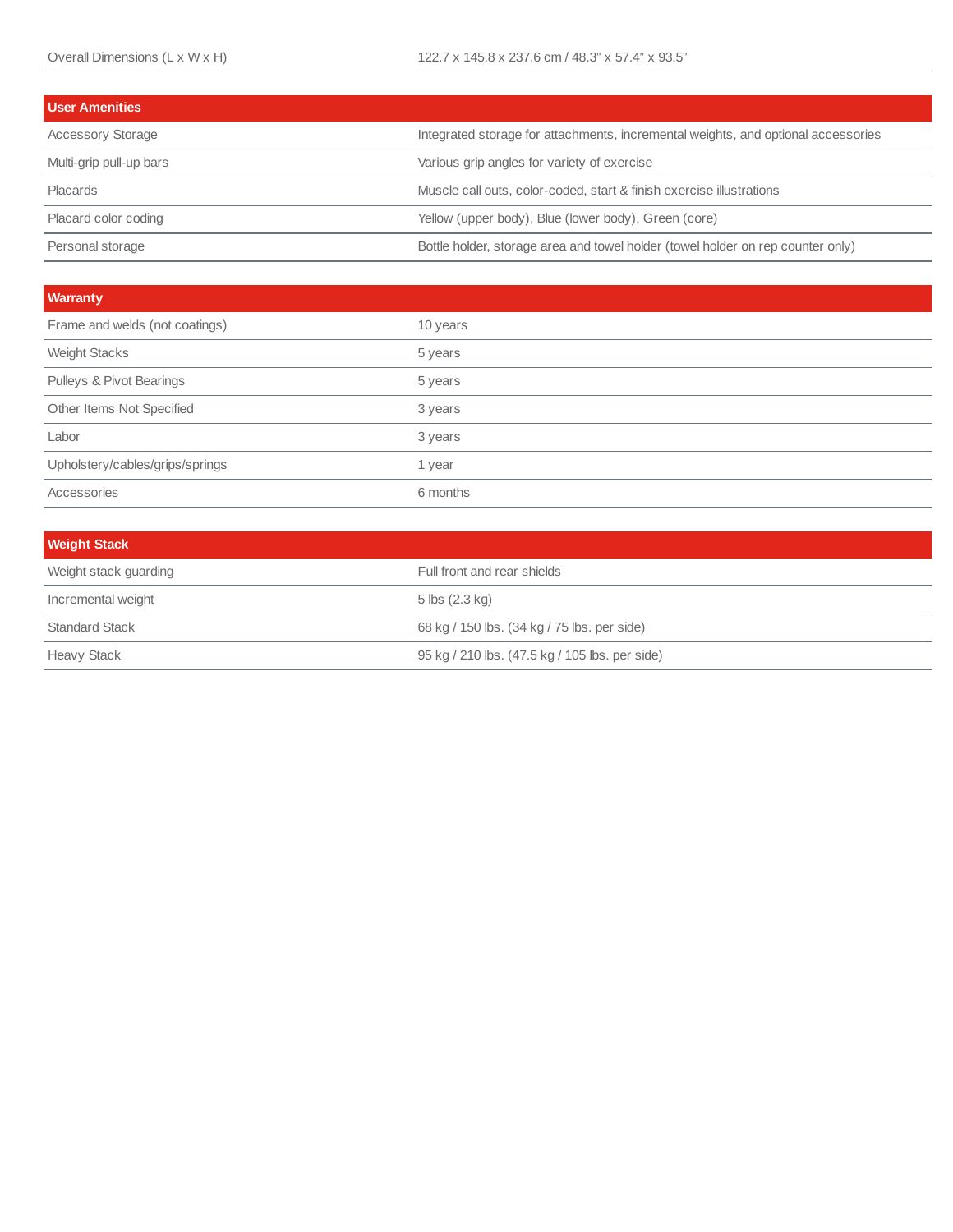| | |
|---|---|
| Overall Dimensions (L x W x H) | 122.7 x 145.8 x 237.6 cm / 48.3” x 57.4” x 93.5” |

| **User Amenities** | |
|---|---|
| Accessory Storage | Integrated storage for attachments, incremental weights, and optional accessories |
| Multi-grip pull-up bars | Various grip angles for variety of exercise |
| Placards | Muscle call outs, color-coded, start & finish exercise illustrations |
| Placard color coding | Yellow (upper body), Blue (lower body), Green (core) |
| Personal storage | Bottle holder, storage area and towel holder (towel holder on rep counter only) |

| **Warranty** | |
|---|---|
| Frame and welds (not coatings) | 10 years |
| Weight Stacks | 5 years |
| Pulleys & Pivot Bearings | 5 years |
| Other Items Not Specified | 3 years |
| Labor | 3 years |
| Upholstery/cables/grips/springs | 1 year |
| Accessories | 6 months |

| **Weight Stack** | |
|---|---|
| Weight stack guarding | Full front and rear shields |
| Incremental weight | 5 lbs (2.3 kg) |
| Standard Stack | 68 kg / 150 lbs. (34 kg / 75 lbs. per side) |
| Heavy Stack | 95 kg / 210 lbs. (47.5 kg / 105 lbs. per side) |